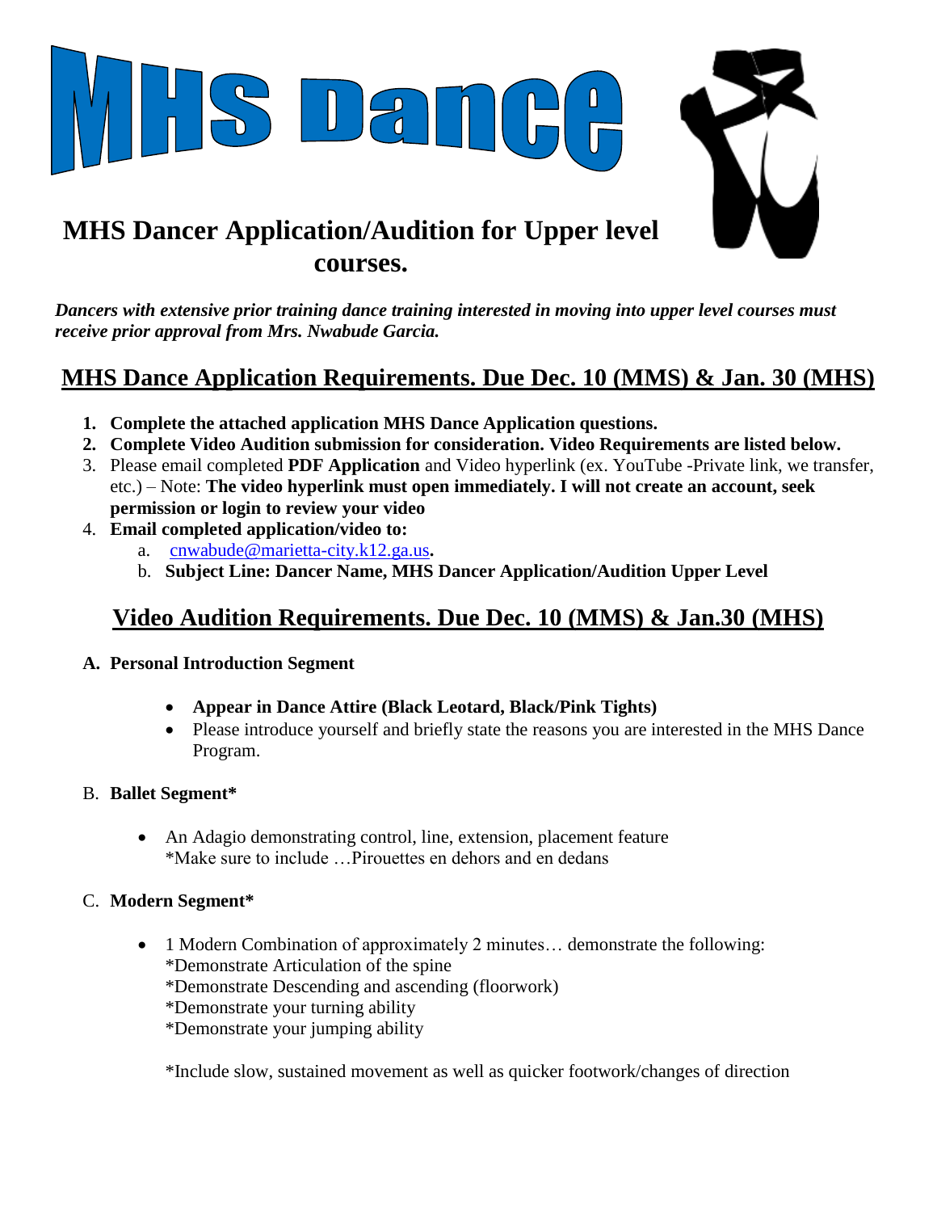# MHS Dance

## MHS Dancer Application/Audition for Upper level courses.

***Dancers with extensive prior training dance training interested in moving into upper level courses must receive prior approval from Mrs. Nwabude Garcia.***

## MHS Dance Application Requirements. Due Dec. 10 (MMS) & Jan. 30 (MHS)

1. **Complete the attached application MHS Dance Application questions.**
2. **Complete Video Audition submission for consideration. Video Requirements are listed below.**
3. Please email completed **PDF Application** and Video hyperlink (ex. YouTube -Private link, we transfer, etc.) – Note: **The video hyperlink must open immediately. I will not create an account, seek permission or login to review your video**
4. **Email completed application/video to:**
   a. cnwabude@marietta-city.k12.ga.us**.**
   b. **Subject Line: Dancer Name, MHS Dancer Application/Audition Upper Level**

## Video Audition Requirements. Due Dec. 10 (MMS) & Jan.30 (MHS)

**A. Personal Introduction Segment**

- **Appear in Dance Attire (Black Leotard, Black/Pink Tights)**
- Please introduce yourself and briefly state the reasons you are interested in the MHS Dance Program.

B. **Ballet Segment***

- An Adagio demonstrating control, line, extension, placement feature
  *Make sure to include …Pirouettes en dehors and en dedans

C. **Modern Segment***

- 1 Modern Combination of approximately 2 minutes… demonstrate the following:
  *Demonstrate Articulation of the spine
  *Demonstrate Descending and ascending (floorwork)
  *Demonstrate your turning ability
  *Demonstrate your jumping ability

  *Include slow, sustained movement as well as quicker footwork/changes of direction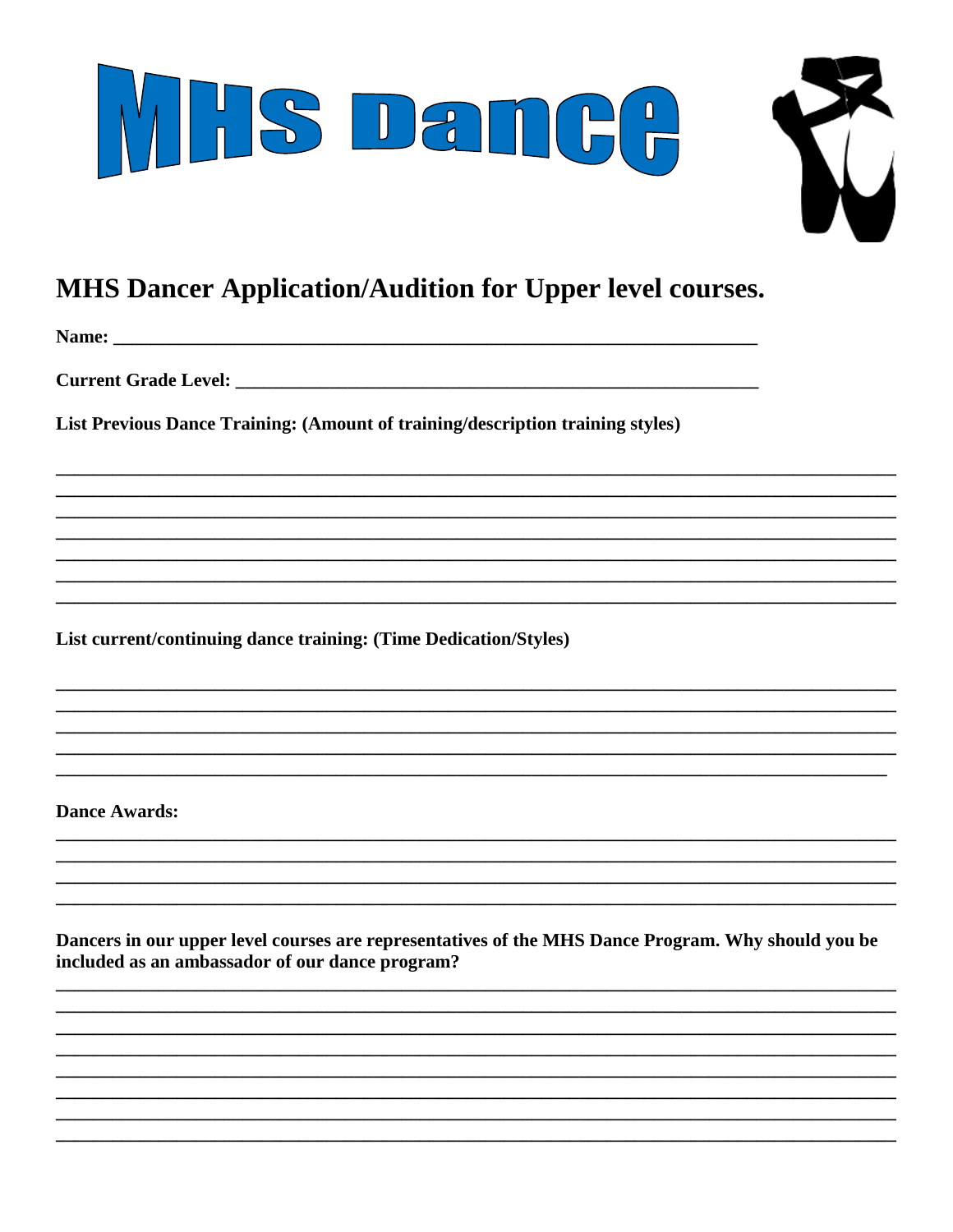# MHS Dance

## MHS Dancer Application/Audition for Upper level courses.

**Name:** ______________________________________________________________________

**Current Grade Level:** ________________________________________________________

**List Previous Dance Training: (Amount of training/description training styles)**

______________________________________________________________________________
______________________________________________________________________________
______________________________________________________________________________
______________________________________________________________________________
______________________________________________________________________________
______________________________________________________________________________
______________________________________________________________________________

**List current/continuing dance training: (Time Dedication/Styles)**

______________________________________________________________________________
______________________________________________________________________________
______________________________________________________________________________
______________________________________________________________________________
______________________________________________________________________________

**Dance Awards:**

______________________________________________________________________________
______________________________________________________________________________
______________________________________________________________________________
______________________________________________________________________________

**Dancers in our upper level courses are representatives of the MHS Dance Program. Why should you be included as an ambassador of our dance program?**

______________________________________________________________________________
______________________________________________________________________________
______________________________________________________________________________
______________________________________________________________________________
______________________________________________________________________________
______________________________________________________________________________
______________________________________________________________________________
______________________________________________________________________________